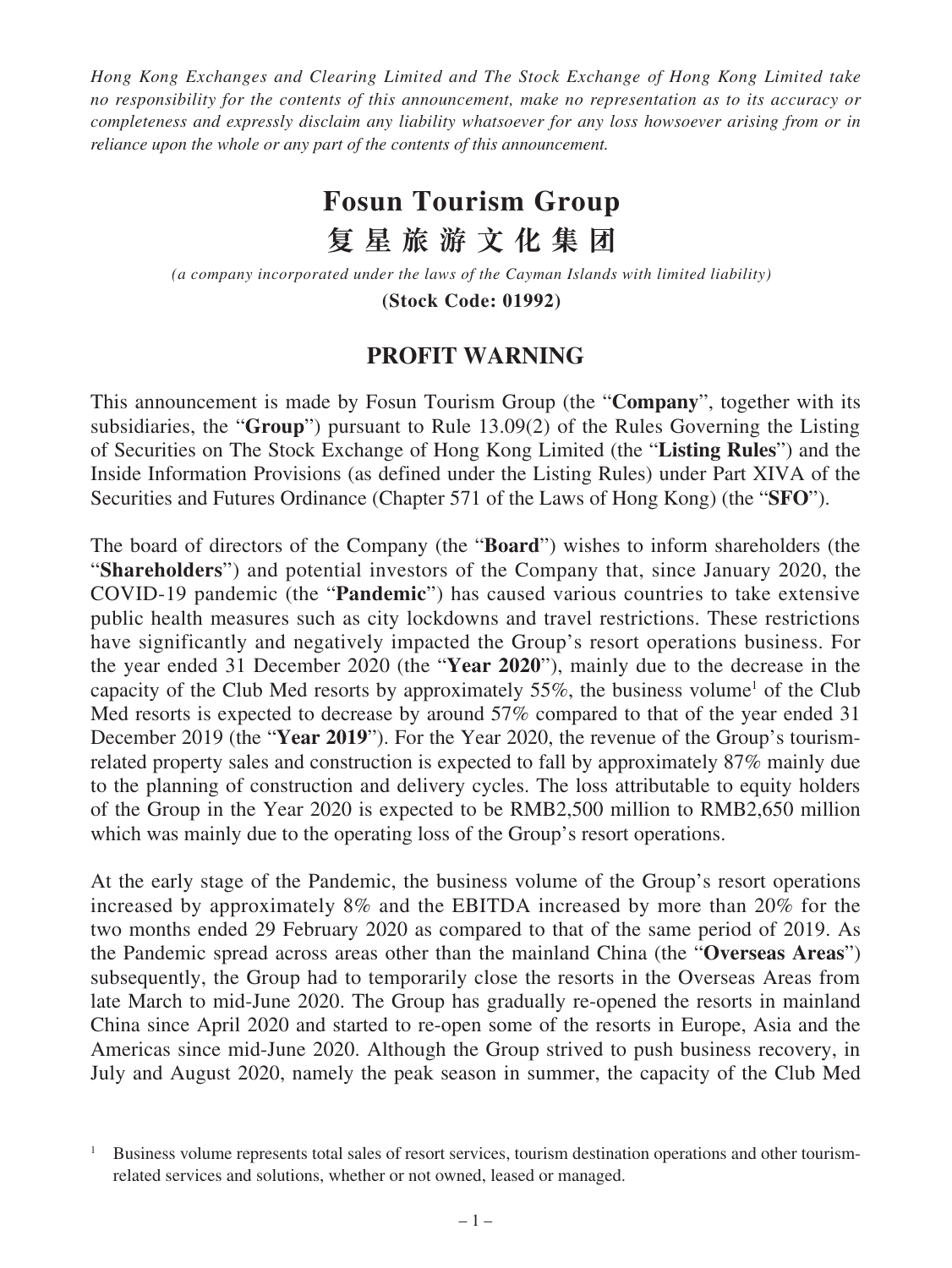*Hong Kong Exchanges and Clearing Limited and The Stock Exchange of Hong Kong Limited take no responsibility for the contents of this announcement, make no representation as to its accuracy or completeness and expressly disclaim any liability whatsoever for any loss howsoever arising from or in reliance upon the whole or any part of the contents of this announcement.*

# Fosun Tourism Group
# 复星旅游文化集团

*(a company incorporated under the laws of the Cayman Islands with limited liability)*

**(Stock Code: 01992)**

## PROFIT WARNING

This announcement is made by Fosun Tourism Group (the "**Company**", together with its subsidiaries, the "**Group**") pursuant to Rule 13.09(2) of the Rules Governing the Listing of Securities on The Stock Exchange of Hong Kong Limited (the "**Listing Rules**") and the Inside Information Provisions (as defined under the Listing Rules) under Part XIVA of the Securities and Futures Ordinance (Chapter 571 of the Laws of Hong Kong) (the "**SFO**").

The board of directors of the Company (the "**Board**") wishes to inform shareholders (the "**Shareholders**") and potential investors of the Company that, since January 2020, the COVID-19 pandemic (the "**Pandemic**") has caused various countries to take extensive public health measures such as city lockdowns and travel restrictions. These restrictions have significantly and negatively impacted the Group's resort operations business. For the year ended 31 December 2020 (the "**Year 2020**"), mainly due to the decrease in the capacity of the Club Med resorts by approximately 55%, the business volume[1] of the Club Med resorts is expected to decrease by around 57% compared to that of the year ended 31 December 2019 (the "**Year 2019**"). For the Year 2020, the revenue of the Group's tourism-related property sales and construction is expected to fall by approximately 87% mainly due to the planning of construction and delivery cycles. The loss attributable to equity holders of the Group in the Year 2020 is expected to be RMB2,500 million to RMB2,650 million which was mainly due to the operating loss of the Group's resort operations.

At the early stage of the Pandemic, the business volume of the Group's resort operations increased by approximately 8% and the EBITDA increased by more than 20% for the two months ended 29 February 2020 as compared to that of the same period of 2019. As the Pandemic spread across areas other than the mainland China (the "**Overseas Areas**") subsequently, the Group had to temporarily close the resorts in the Overseas Areas from late March to mid-June 2020. The Group has gradually re-opened the resorts in mainland China since April 2020 and started to re-open some of the resorts in Europe, Asia and the Americas since mid-June 2020. Although the Group strived to push business recovery, in July and August 2020, namely the peak season in summer, the capacity of the Club Med

[1] Business volume represents total sales of resort services, tourism destination operations and other tourism-related services and solutions, whether or not owned, leased or managed.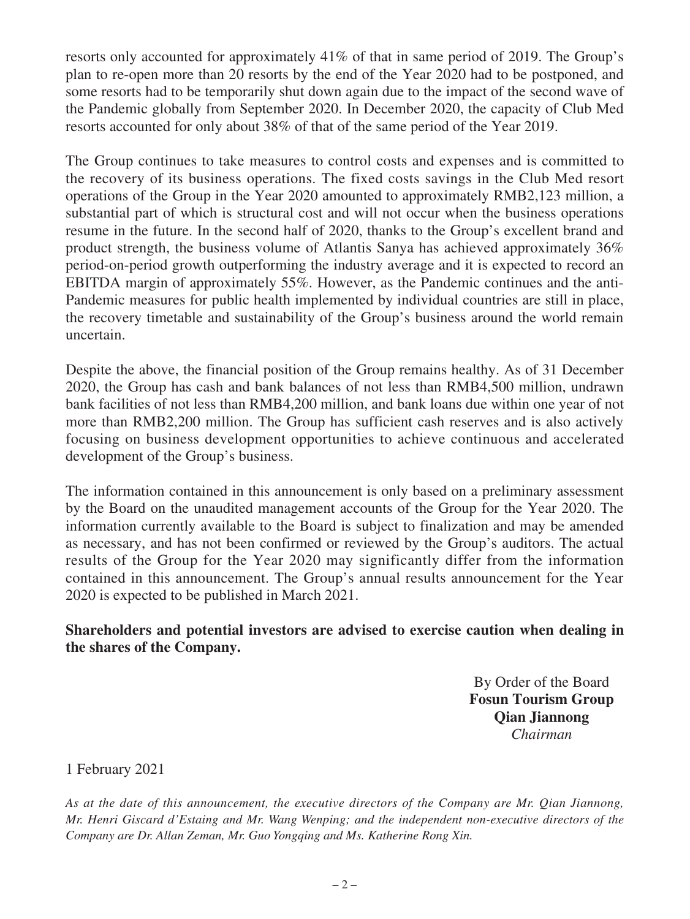resorts only accounted for approximately 41% of that in same period of 2019. The Group's plan to re-open more than 20 resorts by the end of the Year 2020 had to be postponed, and some resorts had to be temporarily shut down again due to the impact of the second wave of the Pandemic globally from September 2020. In December 2020, the capacity of Club Med resorts accounted for only about 38% of that of the same period of the Year 2019.

The Group continues to take measures to control costs and expenses and is committed to the recovery of its business operations. The fixed costs savings in the Club Med resort operations of the Group in the Year 2020 amounted to approximately RMB2,123 million, a substantial part of which is structural cost and will not occur when the business operations resume in the future. In the second half of 2020, thanks to the Group's excellent brand and product strength, the business volume of Atlantis Sanya has achieved approximately 36% period-on-period growth outperforming the industry average and it is expected to record an EBITDA margin of approximately 55%. However, as the Pandemic continues and the anti-Pandemic measures for public health implemented by individual countries are still in place, the recovery timetable and sustainability of the Group's business around the world remain uncertain.

Despite the above, the financial position of the Group remains healthy. As of 31 December 2020, the Group has cash and bank balances of not less than RMB4,500 million, undrawn bank facilities of not less than RMB4,200 million, and bank loans due within one year of not more than RMB2,200 million. The Group has sufficient cash reserves and is also actively focusing on business development opportunities to achieve continuous and accelerated development of the Group's business.

The information contained in this announcement is only based on a preliminary assessment by the Board on the unaudited management accounts of the Group for the Year 2020. The information currently available to the Board is subject to finalization and may be amended as necessary, and has not been confirmed or reviewed by the Group's auditors. The actual results of the Group for the Year 2020 may significantly differ from the information contained in this announcement. The Group's annual results announcement for the Year 2020 is expected to be published in March 2021.

**Shareholders and potential investors are advised to exercise caution when dealing in the shares of the Company.**

By Order of the Board
**Fosun Tourism Group**
**Qian Jiannong**
*Chairman*

1 February 2021

*As at the date of this announcement, the executive directors of the Company are Mr. Qian Jiannong, Mr. Henri Giscard d'Estaing and Mr. Wang Wenping; and the independent non-executive directors of the Company are Dr. Allan Zeman, Mr. Guo Yongqing and Ms. Katherine Rong Xin.*